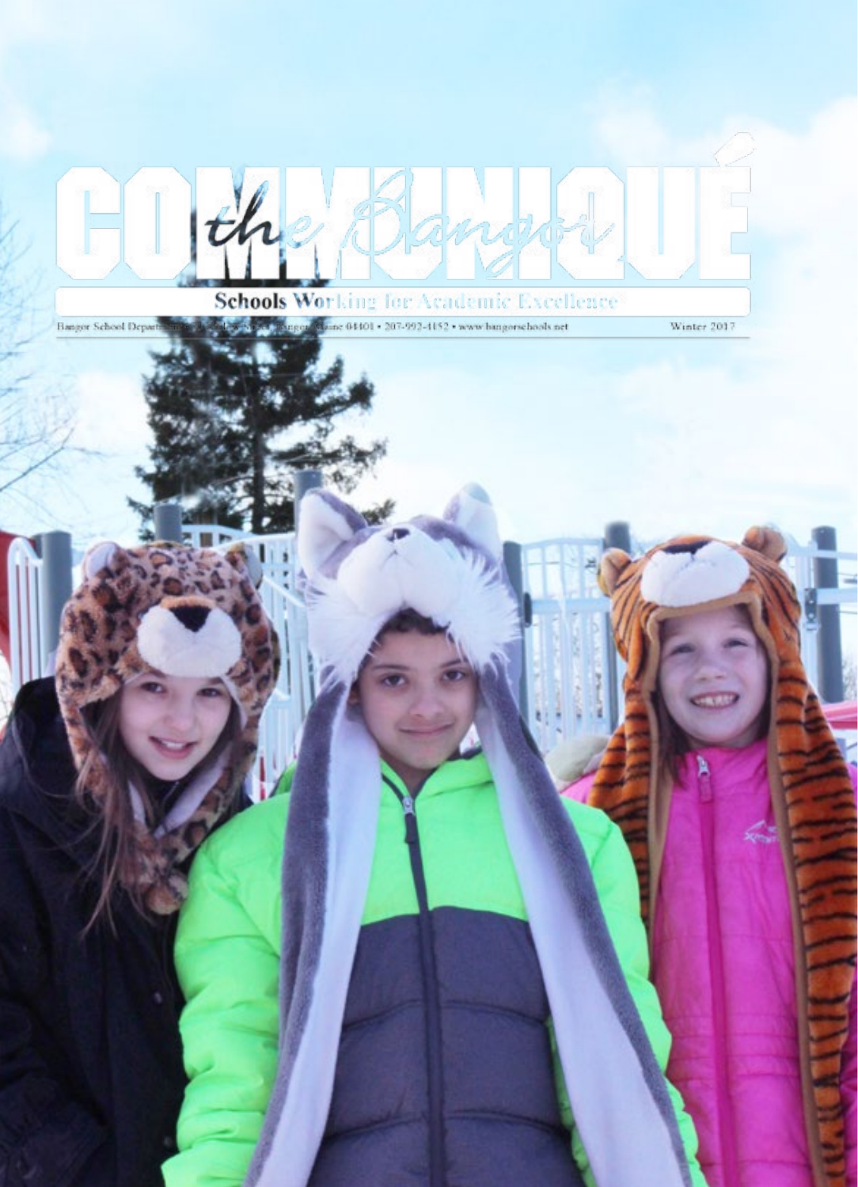# the Bangor COMMUNIQUÉ

**Schools Working for Academic Excellence**

Bangor School Department • 73 Harlow Street • Bangor, Maine 04401 • 207-992-4152 • www.bangorschools.net

Winter 2017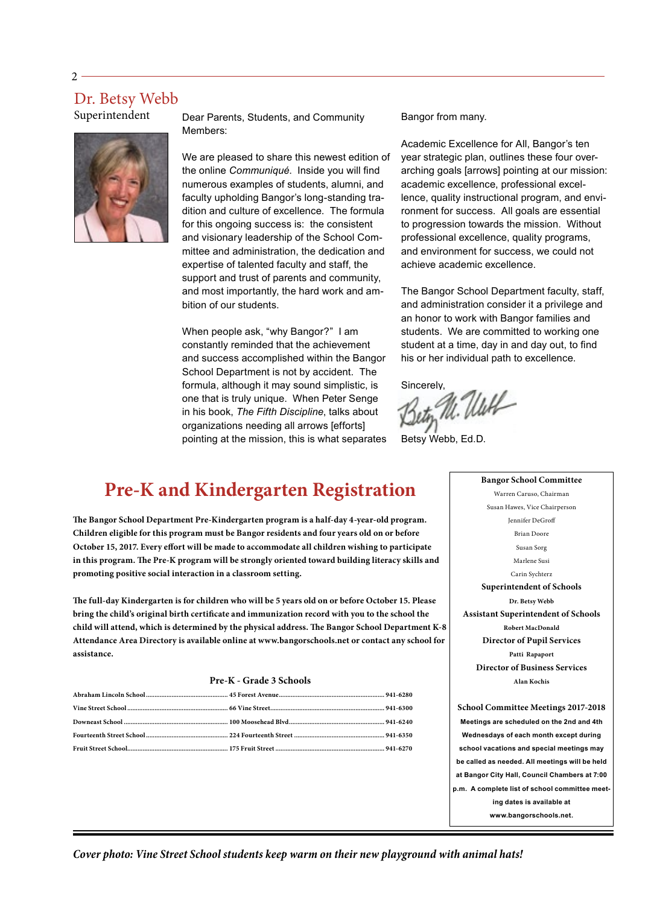## Dr. Betsy Webb

Superintendent

Dear Parents, Students, and Community Members:

We are pleased to share this newest edition of the online *Communiqué*. Inside you will find numerous examples of students, alumni, and faculty upholding Bangor's long-standing tradition and culture of excellence. The formula for this ongoing success is: the consistent and visionary leadership of the School Committee and administration, the dedication and expertise of talented faculty and staff, the support and trust of parents and community, and most importantly, the hard work and ambition of our students.

When people ask, "why Bangor?" I am constantly reminded that the achievement and success accomplished within the Bangor School Department is not by accident. The formula, although it may sound simplistic, is one that is truly unique. When Peter Senge in his book, *The Fifth Discipline*, talks about organizations needing all arrows [efforts] pointing at the mission, this is what separates Bangor from many.

Academic Excellence for All, Bangor's ten year strategic plan, outlines these four over-arching goals [arrows] pointing at our mission: academic excellence, professional excellence, quality instructional program, and environment for success. All goals are essential to progression towards the mission. Without professional excellence, quality programs, and environment for success, we could not achieve academic excellence.

The Bangor School Department faculty, staff, and administration consider it a privilege and an honor to work with Bangor families and students. We are committed to working one student at a time, day in and day out, to find his or her individual path to excellence.

Sincerely,

Betsy Webb, Ed.D.

# Pre-K and Kindergarten Registration

**The Bangor School Department Pre-Kindergarten program is a half-day 4-year-old program. Children eligible for this program must be Bangor residents and four years old on or before October 15, 2017. Every effort will be made to accommodate all children wishing to participate in this program. The Pre-K program will be strongly oriented toward building literacy skills and promoting positive social interaction in a classroom setting.**

**The full-day Kindergarten is for children who will be 5 years old on or before October 15. Please bring the child's original birth certificate and immunization record with you to the school the child will attend, which is determined by the physical address. The Bangor School Department K-8 Attendance Area Directory is available online at www.bangorschools.net or contact any school for assistance.**

### Pre-K - Grade 3 Schools

| School | Address | Phone |
|---|---|---|
| Abraham Lincoln School | 45 Forest Avenue | 941-6280 |
| Vine Street School | 66 Vine Street | 941-6300 |
| Downeast School | 100 Moosehead Blvd | 941-6240 |
| Fourteenth Street School | 224 Fourteenth Street | 941-6350 |
| Fruit Street School | 175 Fruit Street | 941-6270 |

**Bangor School Committee**

Warren Caruso, Chairman
Susan Hawes, Vice Chairperson
Jennifer DeGroff
Brian Doore
Susan Sorg
Marlene Susi
Carin Sychterz

**Superintendent of Schools**
Dr. Betsy Webb

**Assistant Superintendent of Schools**
Robert MacDonald

**Director of Pupil Services**
Patti Rapaport

**Director of Business Services**
Alan Kochis

**School Committee Meetings 2017-2018**

Meetings are scheduled on the 2nd and 4th Wednesdays of each month except during school vacations and special meetings may be called as needed. All meetings will be held at Bangor City Hall, Council Chambers at 7:00 p.m. A complete list of school committee meeting dates is available at www.bangorschools.net.

*Cover photo: Vine Street School students keep warm on their new playground with animal hats!*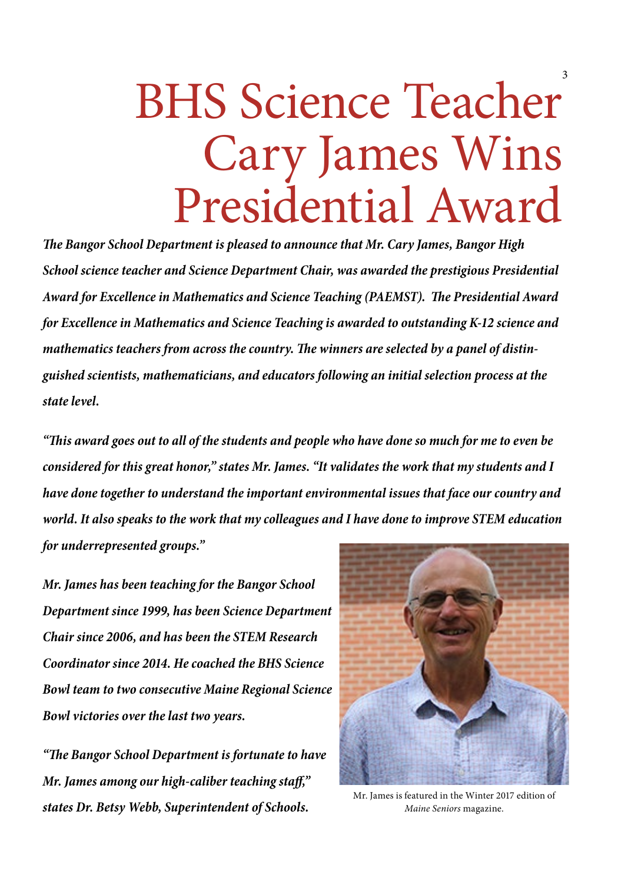# BHS Science Teacher Cary James Wins Presidential Award

***The Bangor School Department is pleased to announce that Mr. Cary James, Bangor High School science teacher and Science Department Chair, was awarded the prestigious Presidential Award for Excellence in Mathematics and Science Teaching (PAEMST). The Presidential Award for Excellence in Mathematics and Science Teaching is awarded to outstanding K-12 science and mathematics teachers from across the country. The winners are selected by a panel of distinguished scientists, mathematicians, and educators following an initial selection process at the state level.***

***"This award goes out to all of the students and people who have done so much for me to even be considered for this great honor," states Mr. James. "It validates the work that my students and I have done together to understand the important environmental issues that face our country and world. It also speaks to the work that my colleagues and I have done to improve STEM education for underrepresented groups."***

***Mr. James has been teaching for the Bangor School Department since 1999, has been Science Department Chair since 2006, and has been the STEM Research Coordinator since 2014. He coached the BHS Science Bowl team to two consecutive Maine Regional Science Bowl victories over the last two years.***

***"The Bangor School Department is fortunate to have Mr. James among our high-caliber teaching staff," states Dr. Betsy Webb, Superintendent of Schools.***

Mr. James is featured in the Winter 2017 edition of *Maine Seniors* magazine.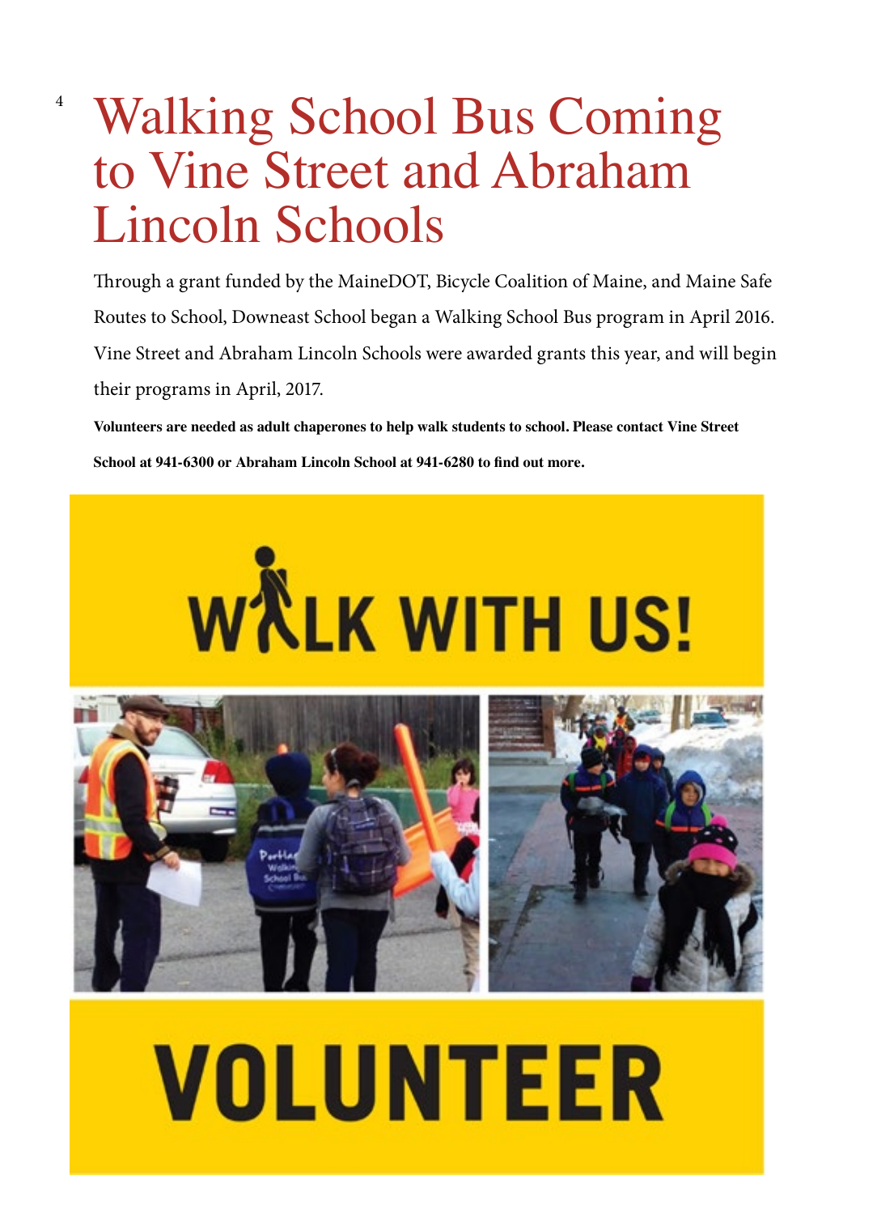# Walking School Bus Coming to Vine Street and Abraham Lincoln Schools

Through a grant funded by the MaineDOT, Bicycle Coalition of Maine, and Maine Safe Routes to School, Downeast School began a Walking School Bus program in April 2016. Vine Street and Abraham Lincoln Schools were awarded grants this year, and will begin their programs in April, 2017.

**Volunteers are needed as adult chaperones to help walk students to school. Please contact Vine Street School at 941-6300 or Abraham Lincoln School at 941-6280 to find out more.**

WALK WITH US!

VOLUNTEER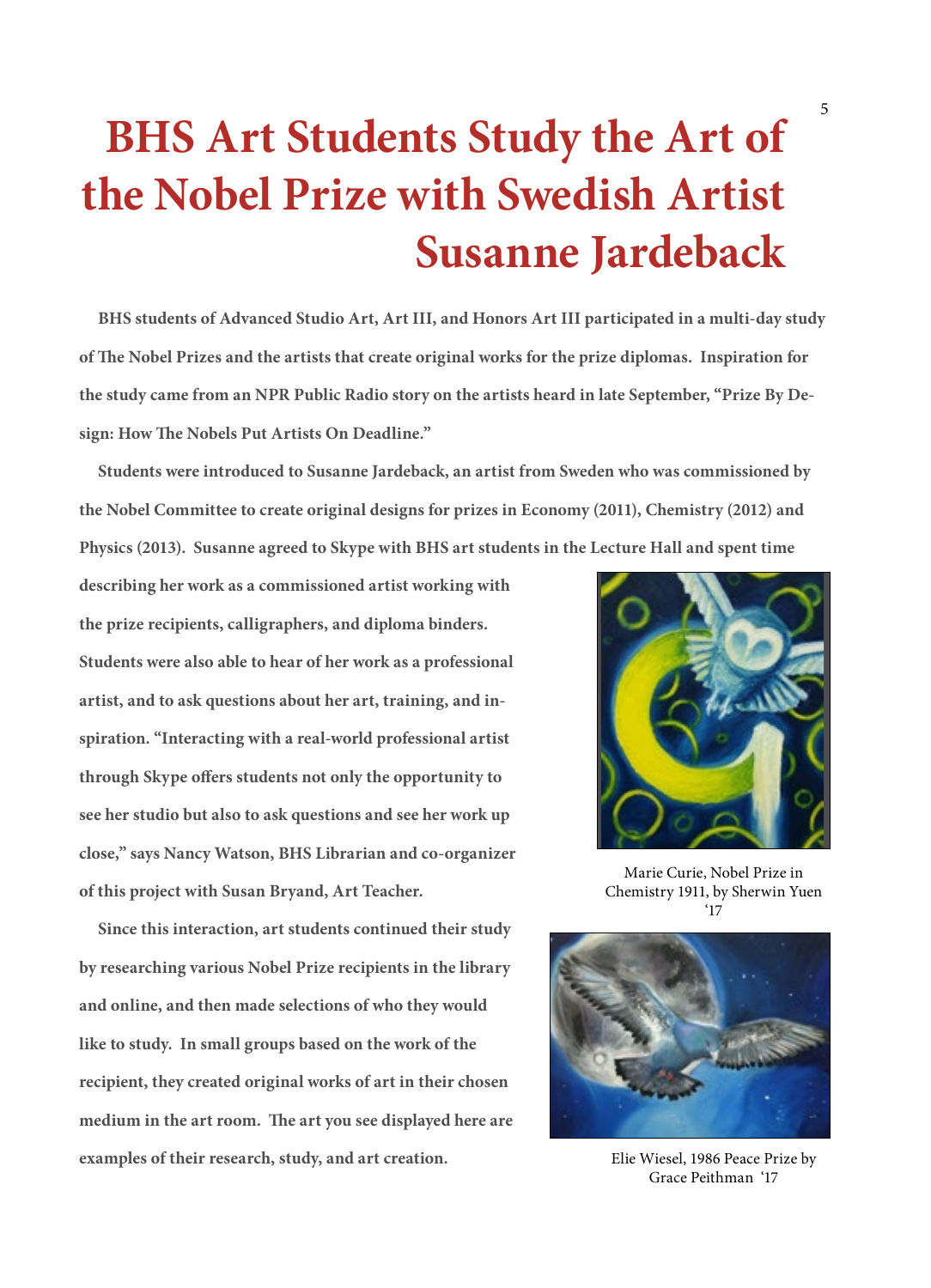# BHS Art Students Study the Art of the Nobel Prize with Swedish Artist Susanne Jardeback

**BHS students of Advanced Studio Art, Art III, and Honors Art III participated in a multi-day study of The Nobel Prizes and the artists that create original works for the prize diplomas. Inspiration for the study came from an NPR Public Radio story on the artists heard in late September, "Prize By Design: How The Nobels Put Artists On Deadline."**

**Students were introduced to Susanne Jardeback, an artist from Sweden who was commissioned by the Nobel Committee to create original designs for prizes in Economy (2011), Chemistry (2012) and Physics (2013). Susanne agreed to Skype with BHS art students in the Lecture Hall and spent time describing her work as a commissioned artist working with the prize recipients, calligraphers, and diploma binders. Students were also able to hear of her work as a professional artist, and to ask questions about her art, training, and inspiration. "Interacting with a real-world professional artist through Skype offers students not only the opportunity to see her studio but also to ask questions and see her work up close," says Nancy Watson, BHS Librarian and co-organizer of this project with Susan Bryand, Art Teacher.**

**Since this interaction, art students continued their study by researching various Nobel Prize recipients in the library and online, and then made selections of who they would like to study. In small groups based on the work of the recipient, they created original works of art in their chosen medium in the art room. The art you see displayed here are examples of their research, study, and art creation.**

Marie Curie, Nobel Prize in Chemistry 1911, by Sherwin Yuen '17

Elie Wiesel, 1986 Peace Prize by Grace Peithman '17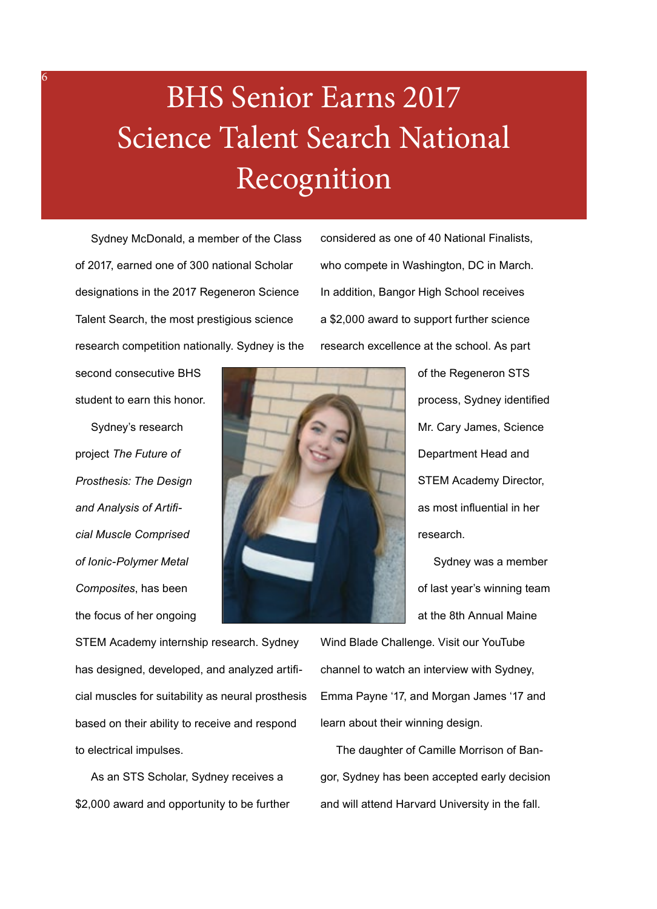# BHS Senior Earns 2017 Science Talent Search National Recognition

Sydney McDonald, a member of the Class of 2017, earned one of 300 national Scholar designations in the 2017 Regeneron Science Talent Search, the most prestigious science research competition nationally. Sydney is the second consecutive BHS student to earn this honor.

Sydney's research project *The Future of Prosthesis: The Design and Analysis of Artificial Muscle Comprised of Ionic-Polymer Metal Composites*, has been the focus of her ongoing STEM Academy internship research. Sydney has designed, developed, and analyzed artificial muscles for suitability as neural prosthesis based on their ability to receive and respond to electrical impulses.

As an STS Scholar, Sydney receives a $2,000 award and opportunity to be further considered as one of 40 National Finalists, who compete in Washington, DC in March. In addition, Bangor High School receives a $2,000 award to support further science research excellence at the school. As part of the Regeneron STS process, Sydney identified Mr. Cary James, Science Department Head and STEM Academy Director, as most influential in her research.

Sydney was a member of last year's winning team at the 8th Annual Maine Wind Blade Challenge. Visit our YouTube channel to watch an interview with Sydney, Emma Payne '17, and Morgan James '17 and learn about their winning design.

The daughter of Camille Morrison of Bangor, Sydney has been accepted early decision and will attend Harvard University in the fall.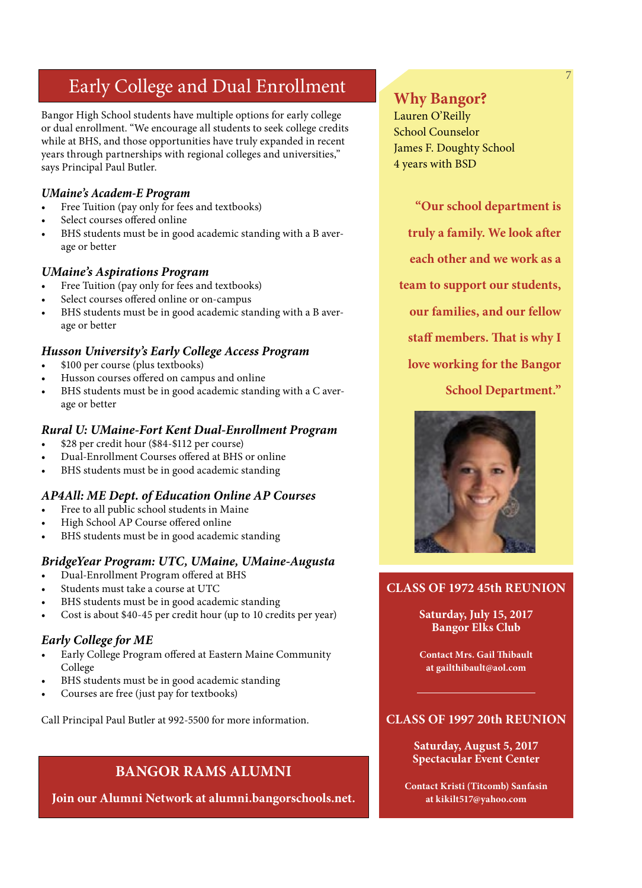# Early College and Dual Enrollment

Bangor High School students have multiple options for early college or dual enrollment. "We encourage all students to seek college credits while at BHS, and those opportunities have truly expanded in recent years through partnerships with regional colleges and universities," says Principal Paul Butler.

### *UMaine's Academ-E Program*

- Free Tuition (pay only for fees and textbooks)
- Select courses offered online
- BHS students must be in good academic standing with a B average or better

### *UMaine's Aspirations Program*

- Free Tuition (pay only for fees and textbooks)
- Select courses offered online or on-campus
- BHS students must be in good academic standing with a B average or better

### *Husson University's Early College Access Program*

- $100 per course (plus textbooks)
- Husson courses offered on campus and online
- BHS students must be in good academic standing with a C average or better

### *Rural U: UMaine-Fort Kent Dual-Enrollment Program*

- $28 per credit hour ($84-$112 per course)
- Dual-Enrollment Courses offered at BHS or online
- BHS students must be in good academic standing

### *AP4All: ME Dept. of Education Online AP Courses*

- Free to all public school students in Maine
- High School AP Course offered online
- BHS students must be in good academic standing

### *BridgeYear Program: UTC, UMaine, UMaine-Augusta*

- Dual-Enrollment Program offered at BHS
- Students must take a course at UTC
- BHS students must be in good academic standing
- Cost is about $40-45 per credit hour (up to 10 credits per year)

### *Early College for ME*

- Early College Program offered at Eastern Maine Community College
- BHS students must be in good academic standing
- Courses are free (just pay for textbooks)

Call Principal Paul Butler at 992-5500 for more information.

## BANGOR RAMS ALUMNI

**Join our Alumni Network at alumni.bangorschools.net.**

## Why Bangor?

Lauren O'Reilly
School Counselor
James F. Doughty School
4 years with BSD

**"Our school department is truly a family. We look after each other and we work as a team to support our students, our families, and our fellow staff members. That is why I love working for the Bangor School Department."**

## CLASS OF 1972 45th REUNION

**Saturday, July 15, 2017**
**Bangor Elks Club**

**Contact Mrs. Gail Thibault at gailthibault@aol.com**

## CLASS OF 1997 20th REUNION

**Saturday, August 5, 2017**
**Spectacular Event Center**

**Contact Kristi (Titcomb) Sanfasin at kikilt517@yahoo.com**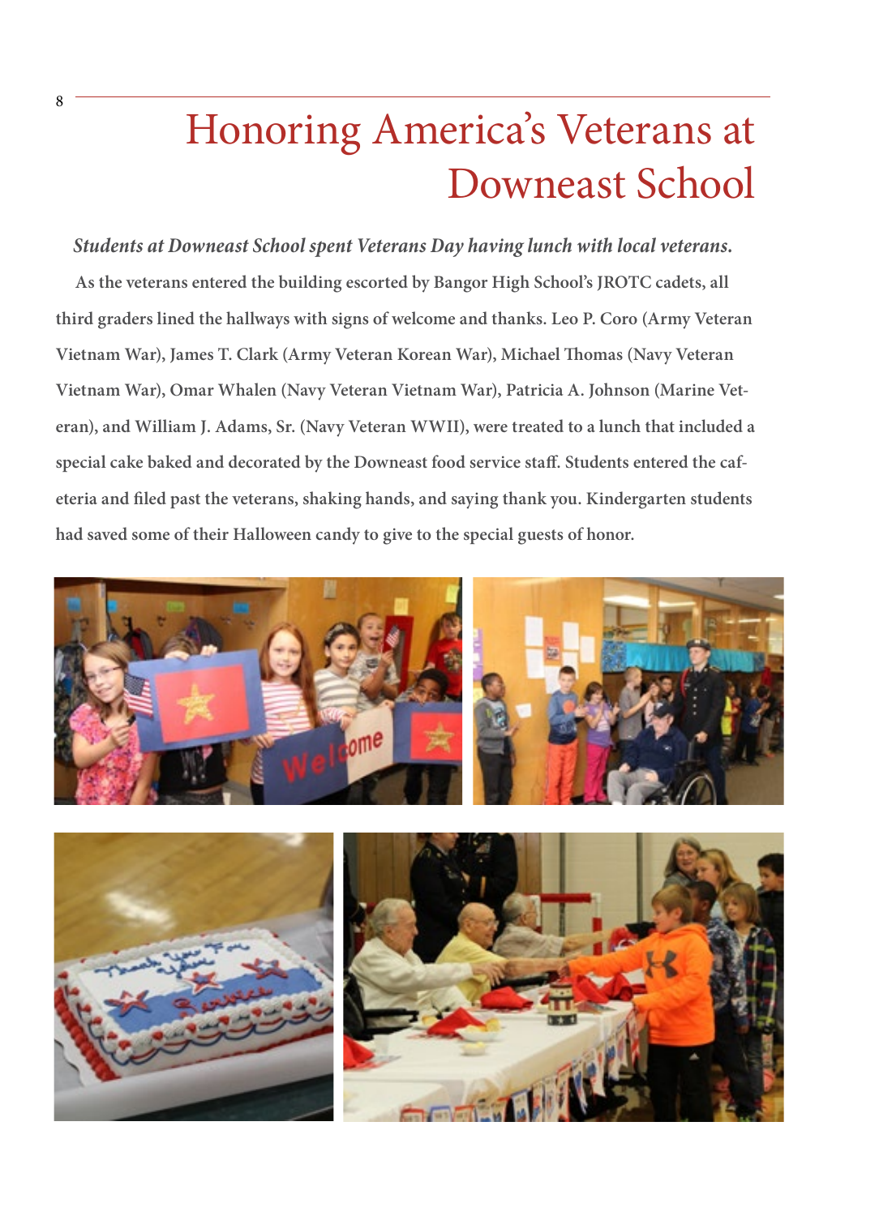# Honoring America's Veterans at Downeast School

***Students at Downeast School spent Veterans Day having lunch with local veterans.***

As the veterans entered the building escorted by Bangor High School's JROTC cadets, all third graders lined the hallways with signs of welcome and thanks. Leo P. Coro (Army Veteran Vietnam War), James T. Clark (Army Veteran Korean War), Michael Thomas (Navy Veteran Vietnam War), Omar Whalen (Navy Veteran Vietnam War), Patricia A. Johnson (Marine Veteran), and William J. Adams, Sr. (Navy Veteran WWII), were treated to a lunch that included a special cake baked and decorated by the Downeast food service staff. Students entered the cafeteria and filed past the veterans, shaking hands, and saying thank you. Kindergarten students had saved some of their Halloween candy to give to the special guests of honor.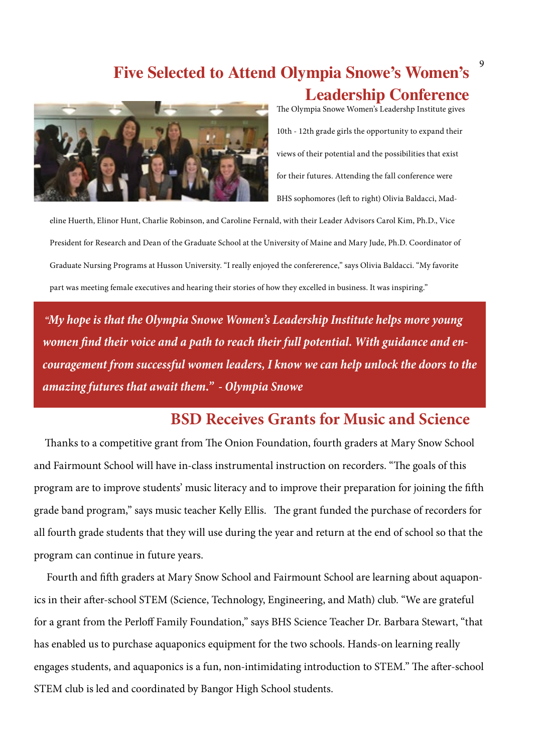## Five Selected to Attend Olympia Snowe's Women's Leadership Conference

The Olympia Snowe Women's Leadershp Institute gives 10th - 12th grade girls the opportunity to expand their views of their potential and the possibilities that exist for their futures. Attending the fall conference were BHS sophomores (left to right) Olivia Baldacci, Madeline Huerth, Elinor Hunt, Charlie Robinson, and Caroline Fernald, with their Leader Advisors Carol Kim, Ph.D., Vice President for Research and Dean of the Graduate School at the University of Maine and Mary Jude, Ph.D. Coordinator of Graduate Nursing Programs at Husson University. "I really enjoyed the confererence," says Olivia Baldacci. "My favorite part was meeting female executives and hearing their stories of how they excelled in business. It was inspiring."

> ***"My hope is that the Olympia Snowe Women's Leadership Institute helps more young women find their voice and a path to reach their full potential. With guidance and encouragement from successful women leaders, I know we can help unlock the doors to the amazing futures that await them." - Olympia Snowe***

## BSD Receives Grants for Music and Science

Thanks to a competitive grant from The Onion Foundation, fourth graders at Mary Snow School and Fairmount School will have in-class instrumental instruction on recorders. "The goals of this program are to improve students' music literacy and to improve their preparation for joining the fifth grade band program," says music teacher Kelly Ellis. The grant funded the purchase of recorders for all fourth grade students that they will use during the year and return at the end of school so that the program can continue in future years.

Fourth and fifth graders at Mary Snow School and Fairmount School are learning about aquaponics in their after-school STEM (Science, Technology, Engineering, and Math) club. "We are grateful for a grant from the Perloff Family Foundation," says BHS Science Teacher Dr. Barbara Stewart, "that has enabled us to purchase aquaponics equipment for the two schools. Hands-on learning really engages students, and aquaponics is a fun, non-intimidating introduction to STEM." The after-school STEM club is led and coordinated by Bangor High School students.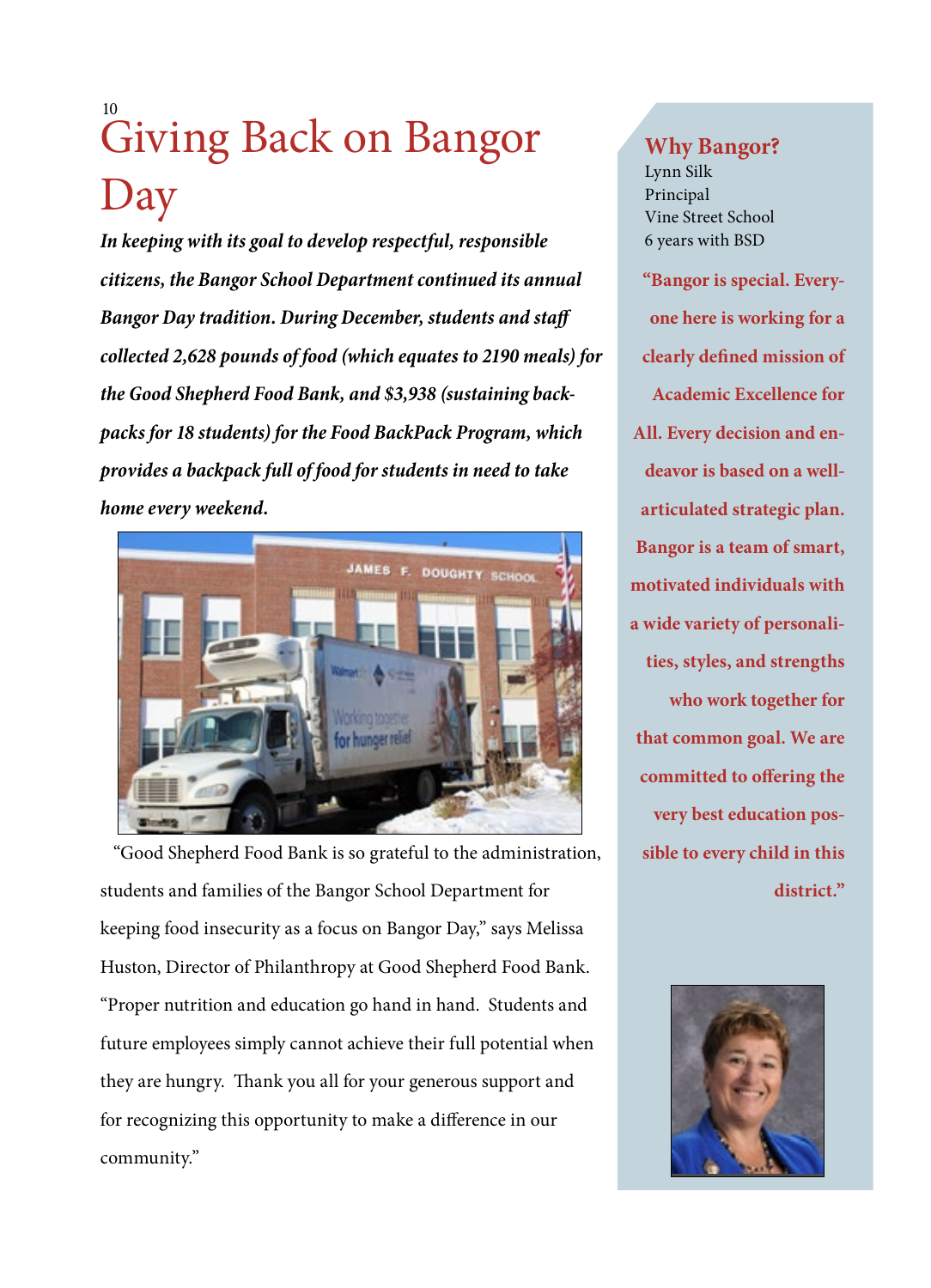# Giving Back on Bangor Day

***In keeping with its goal to develop respectful, responsible citizens, the Bangor School Department continued its annual Bangor Day tradition. During December, students and staff collected 2,628 pounds of food (which equates to 2190 meals) for the Good Shepherd Food Bank, and $3,938 (sustaining backpacks for 18 students) for the Food BackPack Program, which provides a backpack full of food for students in need to take home every weekend.***

"Good Shepherd Food Bank is so grateful to the administration, students and families of the Bangor School Department for keeping food insecurity as a focus on Bangor Day," says Melissa Huston, Director of Philanthropy at Good Shepherd Food Bank. "Proper nutrition and education go hand in hand. Students and future employees simply cannot achieve their full potential when they are hungry. Thank you all for your generous support and for recognizing this opportunity to make a difference in our community."

## Why Bangor?

Lynn Silk
Principal
Vine Street School
6 years with BSD

**"Bangor is special. Everyone here is working for a clearly defined mission of Academic Excellence for All. Every decision and endeavor is based on a well-articulated strategic plan. Bangor is a team of smart, motivated individuals with a wide variety of personalities, styles, and strengths who work together for that common goal. We are committed to offering the very best education possible to every child in this district."**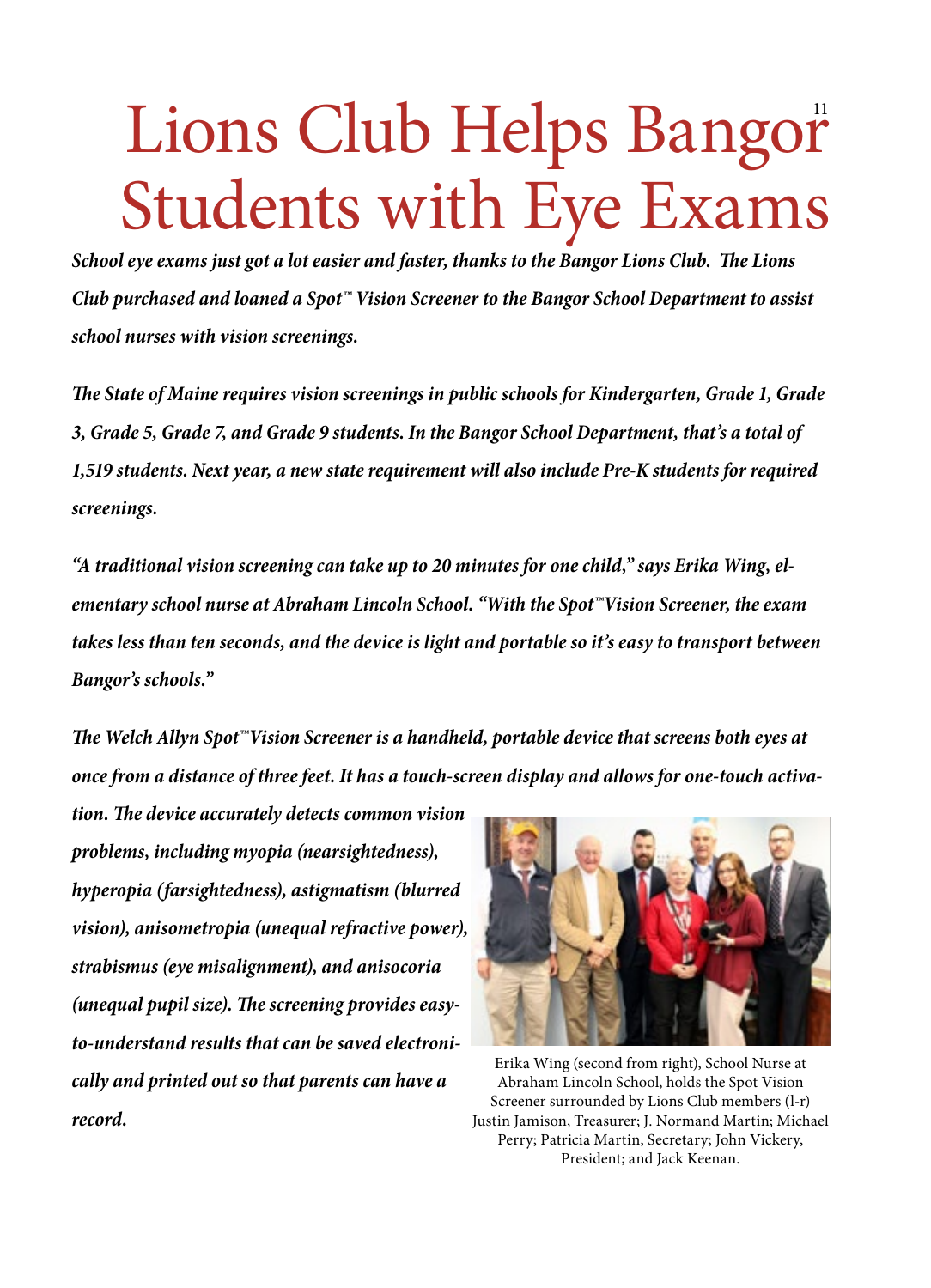# Lions Club Helps Bangor Students with Eye Exams

***School eye exams just got a lot easier and faster, thanks to the Bangor Lions Club. The Lions Club purchased and loaned a Spot™ Vision Screener to the Bangor School Department to assist school nurses with vision screenings.***

***The State of Maine requires vision screenings in public schools for Kindergarten, Grade 1, Grade 3, Grade 5, Grade 7, and Grade 9 students. In the Bangor School Department, that's a total of 1,519 students. Next year, a new state requirement will also include Pre-K students for required screenings.***

***"A traditional vision screening can take up to 20 minutes for one child," says Erika Wing, elementary school nurse at Abraham Lincoln School. "With the Spot™ Vision Screener, the exam takes less than ten seconds, and the device is light and portable so it's easy to transport between Bangor's schools."***

***The Welch Allyn Spot™ Vision Screener is a handheld, portable device that screens both eyes at once from a distance of three feet. It has a touch-screen display and allows for one-touch activation. The device accurately detects common vision problems, including myopia (nearsightedness), hyperopia (farsightedness), astigmatism (blurred vision), anisometropia (unequal refractive power), strabismus (eye misalignment), and anisocoria (unequal pupil size). The screening provides easy-to-understand results that can be saved electronically and printed out so that parents can have a record.***

Erika Wing (second from right), School Nurse at Abraham Lincoln School, holds the Spot Vision Screener surrounded by Lions Club members (l-r) Justin Jamison, Treasurer; J. Normand Martin; Michael Perry; Patricia Martin, Secretary; John Vickery, President; and Jack Keenan.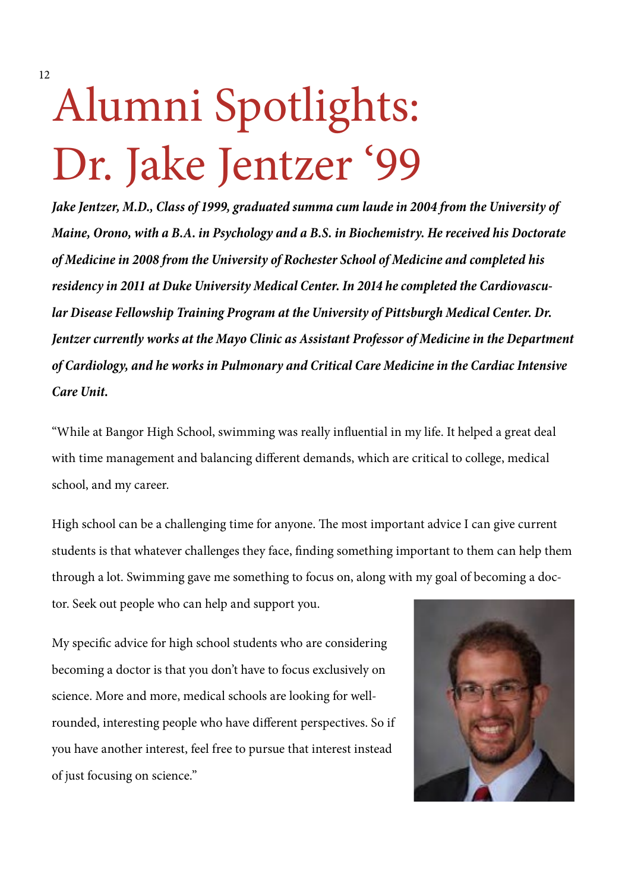# Alumni Spotlights: Dr. Jake Jentzer '99

***Jake Jentzer, M.D., Class of 1999, graduated summa cum laude in 2004 from the University of Maine, Orono, with a B.A. in Psychology and a B.S. in Biochemistry. He received his Doctorate of Medicine in 2008 from the University of Rochester School of Medicine and completed his residency in 2011 at Duke University Medical Center. In 2014 he completed the Cardiovascular Disease Fellowship Training Program at the University of Pittsburgh Medical Center. Dr. Jentzer currently works at the Mayo Clinic as Assistant Professor of Medicine in the Department of Cardiology, and he works in Pulmonary and Critical Care Medicine in the Cardiac Intensive Care Unit.***

"While at Bangor High School, swimming was really influential in my life. It helped a great deal with time management and balancing different demands, which are critical to college, medical school, and my career.

High school can be a challenging time for anyone. The most important advice I can give current students is that whatever challenges they face, finding something important to them can help them through a lot. Swimming gave me something to focus on, along with my goal of becoming a doctor. Seek out people who can help and support you.

My specific advice for high school students who are considering becoming a doctor is that you don't have to focus exclusively on science. More and more, medical schools are looking for well-rounded, interesting people who have different perspectives. So if you have another interest, feel free to pursue that interest instead of just focusing on science."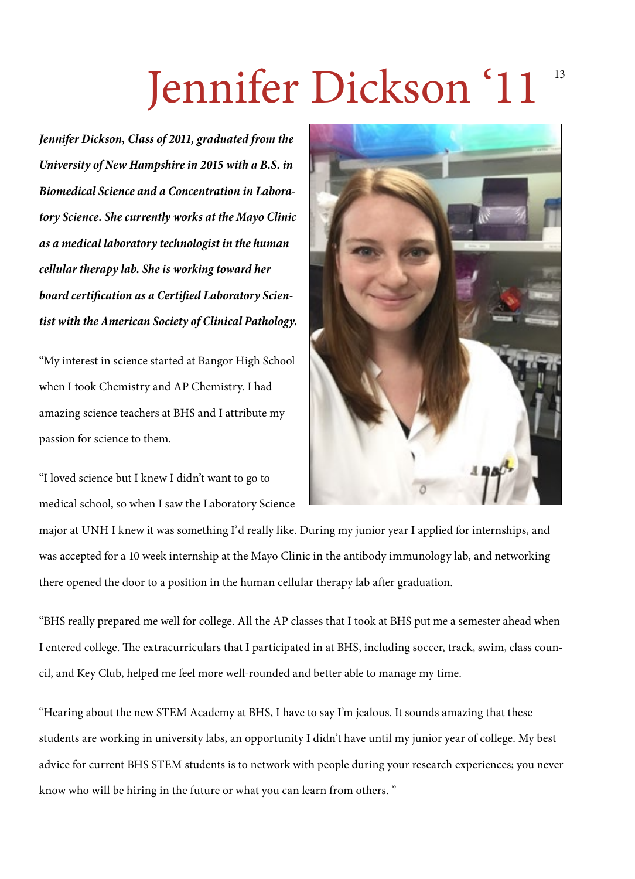# Jennifer Dickson '11

***Jennifer Dickson, Class of 2011, graduated from the University of New Hampshire in 2015 with a B.S. in Biomedical Science and a Concentration in Laboratory Science. She currently works at the Mayo Clinic as a medical laboratory technologist in the human cellular therapy lab. She is working toward her board certification as a Certified Laboratory Scientist with the American Society of Clinical Pathology.***

"My interest in science started at Bangor High School when I took Chemistry and AP Chemistry. I had amazing science teachers at BHS and I attribute my passion for science to them.

"I loved science but I knew I didn't want to go to medical school, so when I saw the Laboratory Science major at UNH I knew it was something I'd really like. During my junior year I applied for internships, and was accepted for a 10 week internship at the Mayo Clinic in the antibody immunology lab, and networking there opened the door to a position in the human cellular therapy lab after graduation.

"BHS really prepared me well for college. All the AP classes that I took at BHS put me a semester ahead when I entered college. The extracurriculars that I participated in at BHS, including soccer, track, swim, class council, and Key Club, helped me feel more well-rounded and better able to manage my time.

"Hearing about the new STEM Academy at BHS, I have to say I'm jealous. It sounds amazing that these students are working in university labs, an opportunity I didn't have until my junior year of college. My best advice for current BHS STEM students is to network with people during your research experiences; you never know who will be hiring in the future or what you can learn from others. "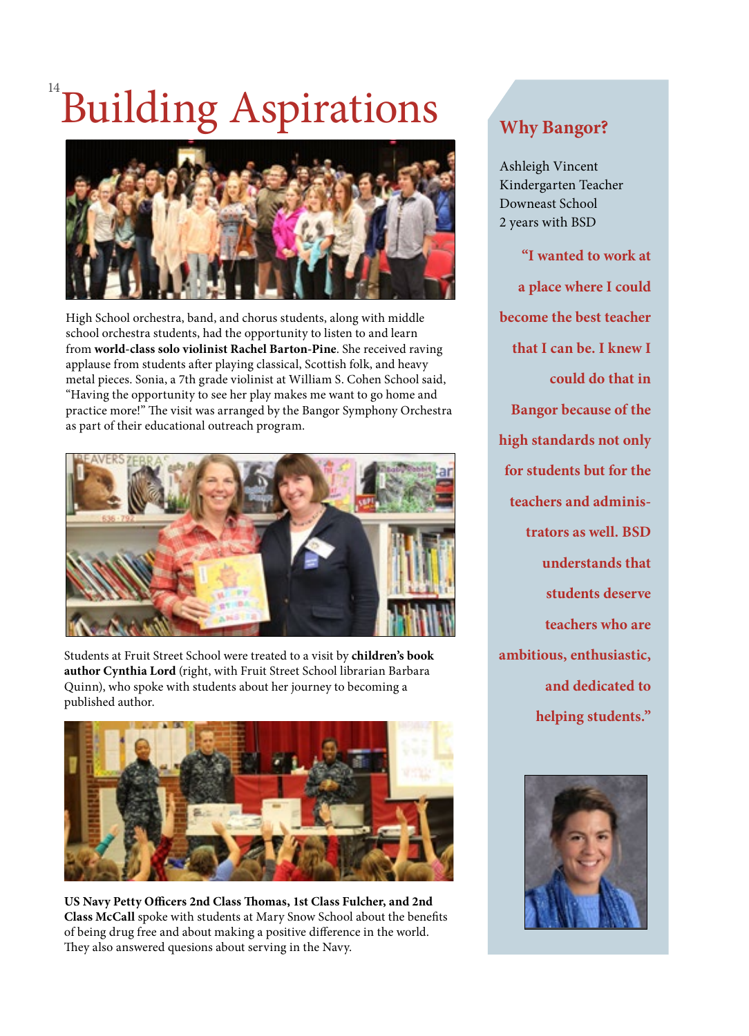# Building Aspirations

High School orchestra, band, and chorus students, along with middle school orchestra students, had the opportunity to listen to and learn from **world-class solo violinist Rachel Barton-Pine**. She received raving applause from students after playing classical, Scottish folk, and heavy metal pieces. Sonia, a 7th grade violinist at William S. Cohen School said, "Having the opportunity to see her play makes me want to go home and practice more!" The visit was arranged by the Bangor Symphony Orchestra as part of their educational outreach program.

Students at Fruit Street School were treated to a visit by **children's book author Cynthia Lord** (right, with Fruit Street School librarian Barbara Quinn), who spoke with students about her journey to becoming a published author.

**US Navy Petty Officers 2nd Class Thomas, 1st Class Fulcher, and 2nd Class McCall** spoke with students at Mary Snow School about the benefits of being drug free and about making a positive difference in the world. They also answered quesions about serving in the Navy.

## Why Bangor?

Ashleigh Vincent
Kindergarten Teacher
Downeast School
2 years with BSD

**"I wanted to work at a place where I could become the best teacher that I can be. I knew I could do that in Bangor because of the high standards not only for students but for the teachers and administrators as well. BSD understands that students deserve teachers who are ambitious, enthusiastic, and dedicated to helping students."**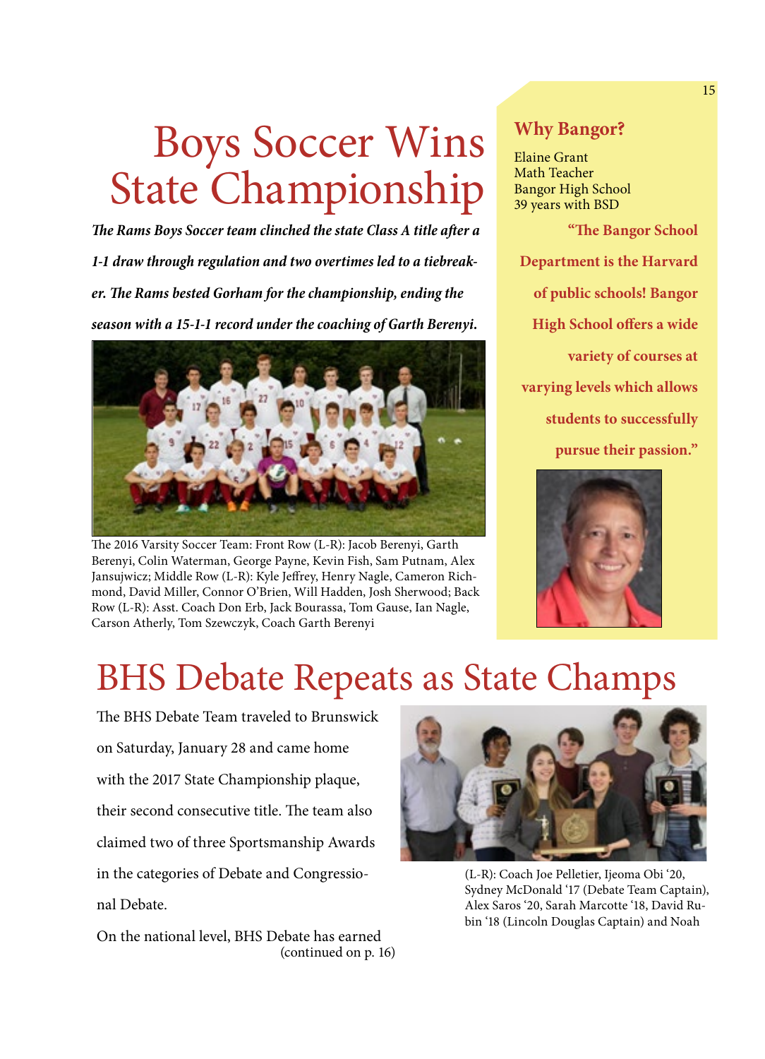# Boys Soccer Wins State Championship

***The Rams Boys Soccer team clinched the state Class A title after a 1-1 draw through regulation and two overtimes led to a tiebreaker. The Rams bested Gorham for the championship, ending the season with a 15-1-1 record under the coaching of Garth Berenyi.***

The 2016 Varsity Soccer Team: Front Row (L-R): Jacob Berenyi, Garth Berenyi, Colin Waterman, George Payne, Kevin Fish, Sam Putnam, Alex Jansujwicz; Middle Row (L-R): Kyle Jeffrey, Henry Nagle, Cameron Richmond, David Miller, Connor O'Brien, Will Hadden, Josh Sherwood; Back Row (L-R): Asst. Coach Don Erb, Jack Bourassa, Tom Gause, Ian Nagle, Carson Atherly, Tom Szewczyk, Coach Garth Berenyi

### Why Bangor?

Elaine Grant
Math Teacher
Bangor High School
39 years with BSD

**"The Bangor School Department is the Harvard of public schools! Bangor High School offers a wide variety of courses at varying levels which allows students to successfully pursue their passion."**

# BHS Debate Repeats as State Champs

The BHS Debate Team traveled to Brunswick on Saturday, January 28 and came home with the 2017 State Championship plaque, their second consecutive title. The team also claimed two of three Sportsmanship Awards in the categories of Debate and Congressional Debate.

On the national level, BHS Debate has earned
(continued on p. 16)

(L-R): Coach Joe Pelletier, Ijeoma Obi '20, Sydney McDonald '17 (Debate Team Captain), Alex Saros '20, Sarah Marcotte '18, David Rubin '18 (Lincoln Douglas Captain) and Noah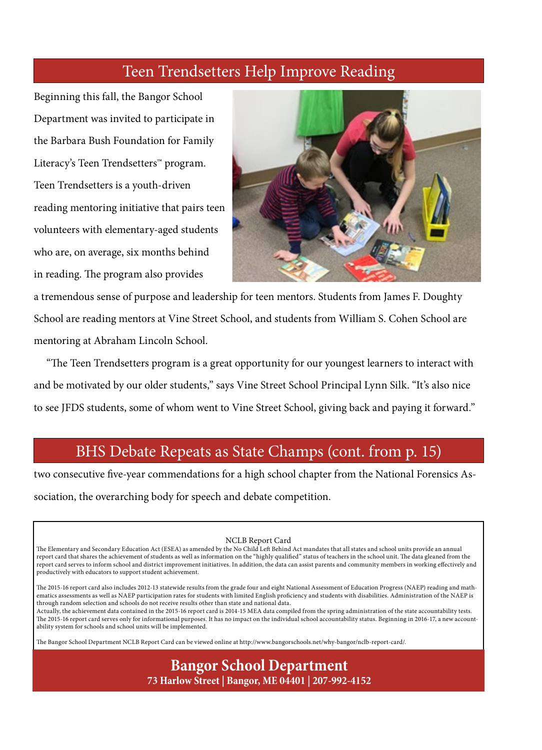## Teen Trendsetters Help Improve Reading

Beginning this fall, the Bangor School Department was invited to participate in the Barbara Bush Foundation for Family Literacy's Teen Trendsetters™ program. Teen Trendsetters is a youth-driven reading mentoring initiative that pairs teen volunteers with elementary-aged students who are, on average, six months behind in reading. The program also provides a tremendous sense of purpose and leadership for teen mentors. Students from James F. Doughty School are reading mentors at Vine Street School, and students from William S. Cohen School are mentoring at Abraham Lincoln School.

"The Teen Trendsetters program is a great opportunity for our youngest learners to interact with and be motivated by our older students," says Vine Street School Principal Lynn Silk. "It's also nice to see JFDS students, some of whom went to Vine Street School, giving back and paying it forward."

## BHS Debate Repeats as State Champs (cont. from p. 15)

two consecutive five-year commendations for a high school chapter from the National Forensics Association, the overarching body for speech and debate competition.

### NCLB Report Card

The Elementary and Secondary Education Act (ESEA) as amended by the No Child Left Behind Act mandates that all states and school units provide an annual report card that shares the achievement of students as well as information on the "highly qualified" status of teachers in the school unit. The data gleaned from the report card serves to inform school and district improvement initiatives. In addition, the data can assist parents and community members in working effectively and productively with educators to support student achievement.

The 2015-16 report card also includes 2012-13 statewide results from the grade four and eight National Assessment of Education Progress (NAEP) reading and mathematics assessments as well as NAEP participation rates for students with limited English proficiency and students with disabilities. Administration of the NAEP is through random selection and schools do not receive results other than state and national data.

Actually, the achievement data contained in the 2015-16 report card is 2014-15 MEA data compiled from the spring administration of the state accountability tests. The 2015-16 report card serves only for informational purposes. It has no impact on the individual school accountability status. Beginning in 2016-17, a new accountability system for schools and school units will be implemented.

The Bangor School Department NCLB Report Card can be viewed online at http://www.bangorschools.net/why-bangor/nclb-report-card/.

**Bangor School Department**
**73 Harlow Street | Bangor, ME 04401 | 207-992-4152**